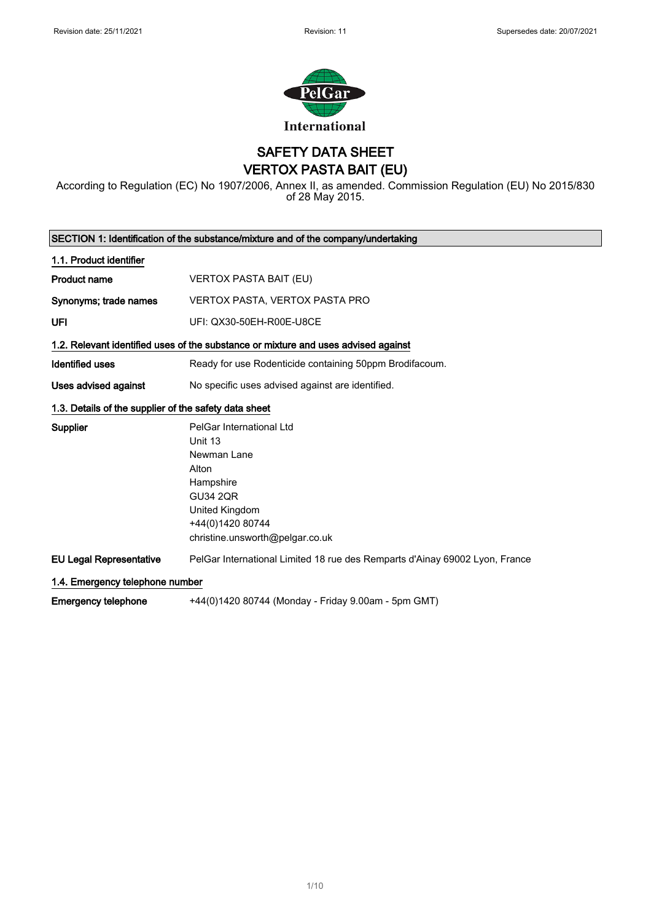Revision date: 25/11/2021 | Revision: 11 | Supersedes date: 20/07/2021

# SAFETY DATA SHEET
# VERTOX PASTA BAIT (EU)

According to Regulation (EC) No 1907/2006, Annex II, as amended. Commission Regulation (EU) No 2015/830 of 28 May 2015.

## SECTION 1: Identification of the substance/mixture and of the company/undertaking

### 1.1. Product identifier

**Product name** VERTOX PASTA BAIT (EU)

**Synonyms; trade names** VERTOX PASTA, VERTOX PASTA PRO

**UFI** UFI: QX30-50EH-R00E-U8CE

### 1.2. Relevant identified uses of the substance or mixture and uses advised against

**Identified uses** Ready for use Rodenticide containing 50ppm Brodifacoum.

**Uses advised against** No specific uses advised against are identified.

### 1.3. Details of the supplier of the safety data sheet

**Supplier**
PelGar International Ltd
Unit 13
Newman Lane
Alton
Hampshire
GU34 2QR
United Kingdom
+44(0)1420 80744
christine.unsworth@pelgar.co.uk

**EU Legal Representative** PelGar International Limited 18 rue des Remparts d'Ainay 69002 Lyon, France

### 1.4. Emergency telephone number

**Emergency telephone** +44(0)1420 80744 (Monday - Friday 9.00am - 5pm GMT)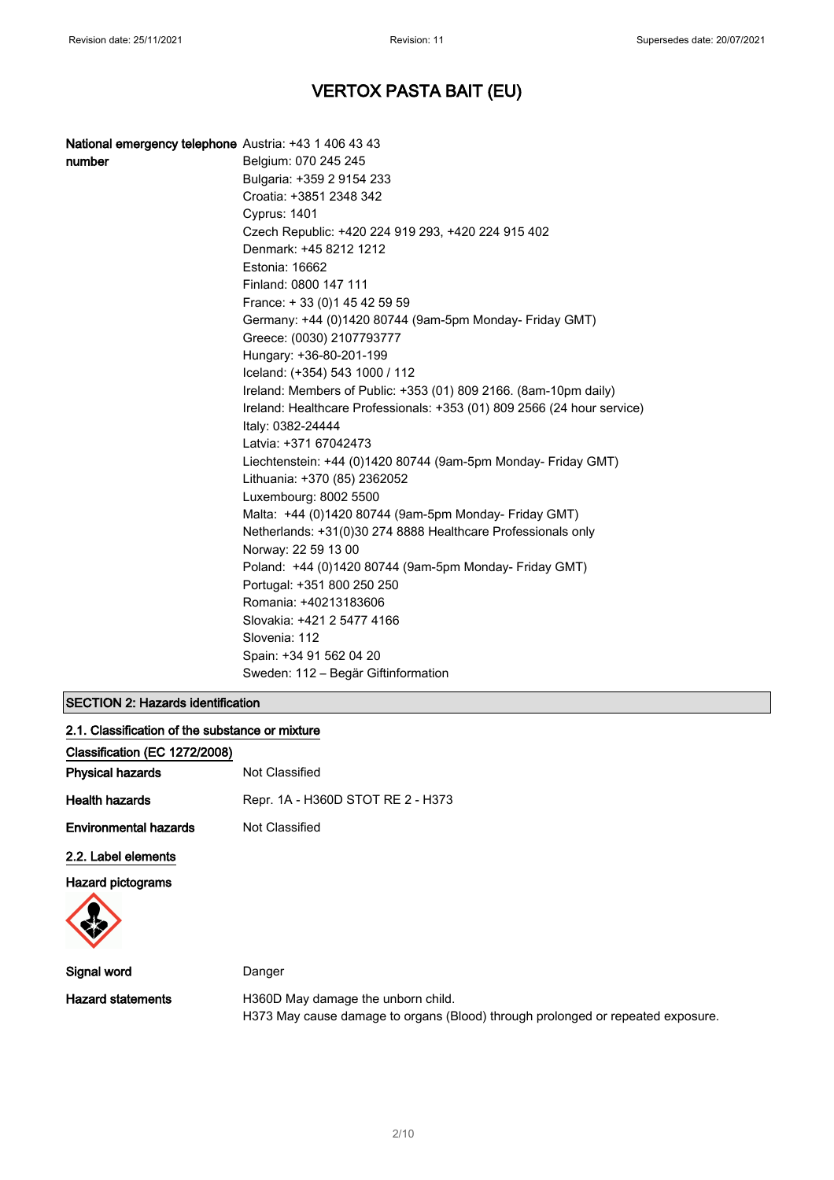# VERTOX PASTA BAIT (EU)

| | |
|---|---|
| **National emergency telephone number** | Austria: +43 1 406 43 43 |
| | Belgium: 070 245 245 |
| | Bulgaria: +359 2 9154 233 |
| | Croatia: +3851 2348 342 |
| | Cyprus: 1401 |
| | Czech Republic: +420 224 919 293, +420 224 915 402 |
| | Denmark: +45 8212 1212 |
| | Estonia: 16662 |
| | Finland: 0800 147 111 |
| | France: + 33 (0)1 45 42 59 59 |
| | Germany: +44 (0)1420 80744 (9am-5pm Monday- Friday GMT) |
| | Greece: (0030) 2107793777 |
| | Hungary: +36-80-201-199 |
| | Iceland: (+354) 543 1000 / 112 |
| | Ireland: Members of Public: +353 (01) 809 2166. (8am-10pm daily) |
| | Ireland: Healthcare Professionals: +353 (01) 809 2566 (24 hour service) |
| | Italy: 0382-24444 |
| | Latvia: +371 67042473 |
| | Liechtenstein: +44 (0)1420 80744 (9am-5pm Monday- Friday GMT) |
| | Lithuania: +370 (85) 2362052 |
| | Luxembourg: 8002 5500 |
| | Malta: +44 (0)1420 80744 (9am-5pm Monday- Friday GMT) |
| | Netherlands: +31(0)30 274 8888 Healthcare Professionals only |
| | Norway: 22 59 13 00 |
| | Poland: +44 (0)1420 80744 (9am-5pm Monday- Friday GMT) |
| | Portugal: +351 800 250 250 |
| | Romania: +40213183606 |
| | Slovakia: +421 2 5477 4166 |
| | Slovenia: 112 |
| | Spain: +34 91 562 04 20 |
| | Sweden: 112 – Begär Giftinformation |

## SECTION 2: Hazards identification

### 2.1. Classification of the substance or mixture

**Classification (EC 1272/2008)**

| | |
|---|---|
| **Physical hazards** | Not Classified |
| **Health hazards** | Repr. 1A - H360D STOT RE 2 - H373 |
| **Environmental hazards** | Not Classified |

### 2.2. Label elements

**Hazard pictograms**

| | |
|---|---|
| **Signal word** | Danger |
| **Hazard statements** | H360D May damage the unborn child.<br>H373 May cause damage to organs (Blood) through prolonged or repeated exposure. |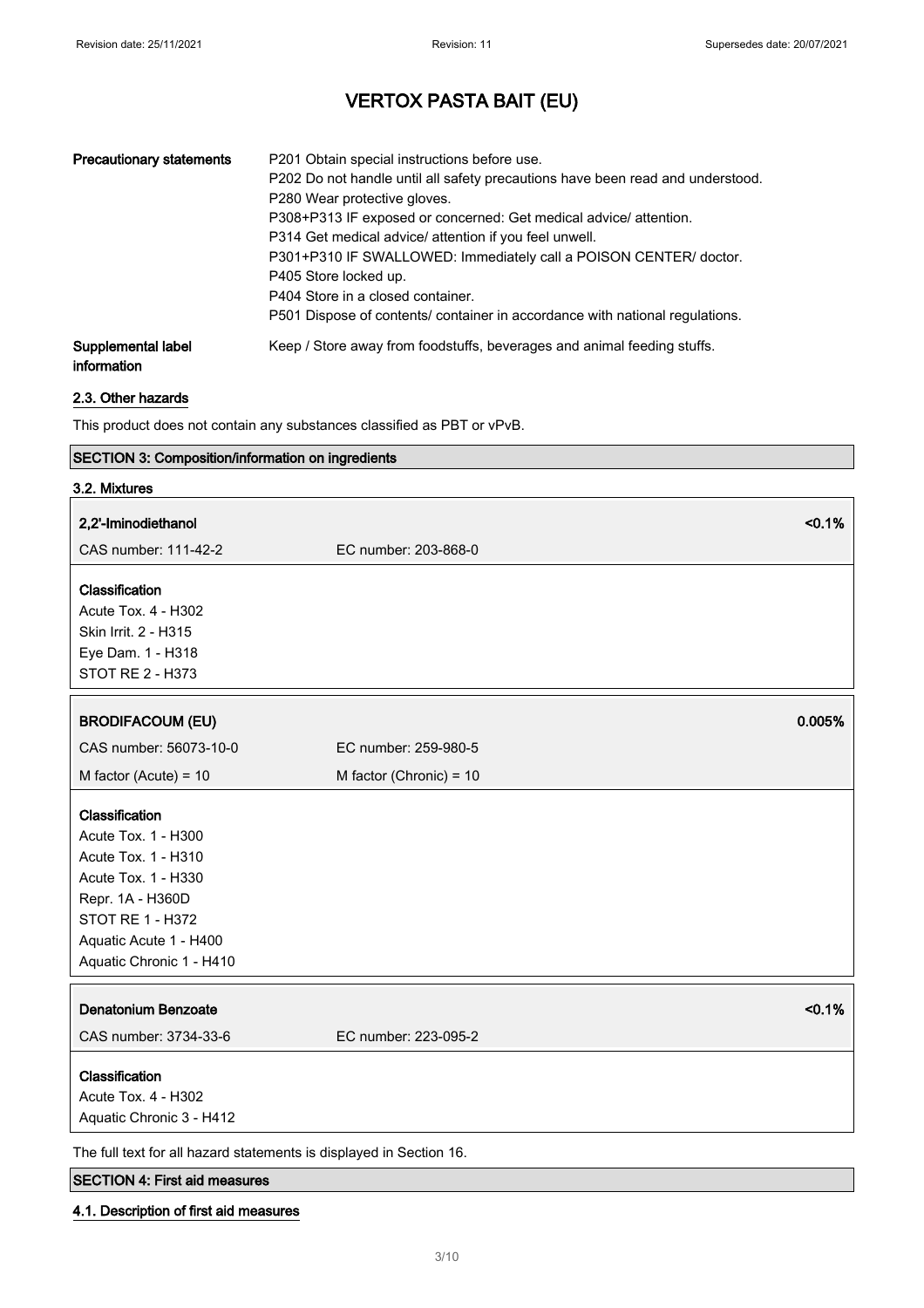| | |
|---|---|
| **Precautionary statements** | P201 Obtain special instructions before use.<br>P202 Do not handle until all safety precautions have been read and understood.<br>P280 Wear protective gloves.<br>P308+P313 IF exposed or concerned: Get medical advice/ attention.<br>P314 Get medical advice/ attention if you feel unwell.<br>P301+P310 IF SWALLOWED: Immediately call a POISON CENTER/ doctor.<br>P405 Store locked up.<br>P404 Store in a closed container.<br>P501 Dispose of contents/ container in accordance with national regulations. |
| **Supplemental label information** | Keep / Store away from foodstuffs, beverages and animal feeding stuffs. |

### 2.3. Other hazards

This product does not contain any substances classified as PBT or vPvB.

## SECTION 3: Composition/information on ingredients

### 3.2. Mixtures

| **2,2'-Iminodiethanol** | | <0.1% |
|---|---|---|
| CAS number: 111-42-2 | EC number: 203-868-0 | |

**Classification**
Acute Tox. 4 - H302
Skin Irrit. 2 - H315
Eye Dam. 1 - H318
STOT RE 2 - H373

| **BRODIFACOUM (EU)** | | 0.005% |
|---|---|---|
| CAS number: 56073-10-0 | EC number: 259-980-5 | |
| M factor (Acute) = 10 | M factor (Chronic) = 10 | |

**Classification**
Acute Tox. 1 - H300
Acute Tox. 1 - H310
Acute Tox. 1 - H330
Repr. 1A - H360D
STOT RE 1 - H372
Aquatic Acute 1 - H400
Aquatic Chronic 1 - H410

| **Denatonium Benzoate** | | <0.1% |
|---|---|---|
| CAS number: 3734-33-6 | EC number: 223-095-2 | |

**Classification**
Acute Tox. 4 - H302
Aquatic Chronic 3 - H412

The full text for all hazard statements is displayed in Section 16.

## SECTION 4: First aid measures

### 4.1. Description of first aid measures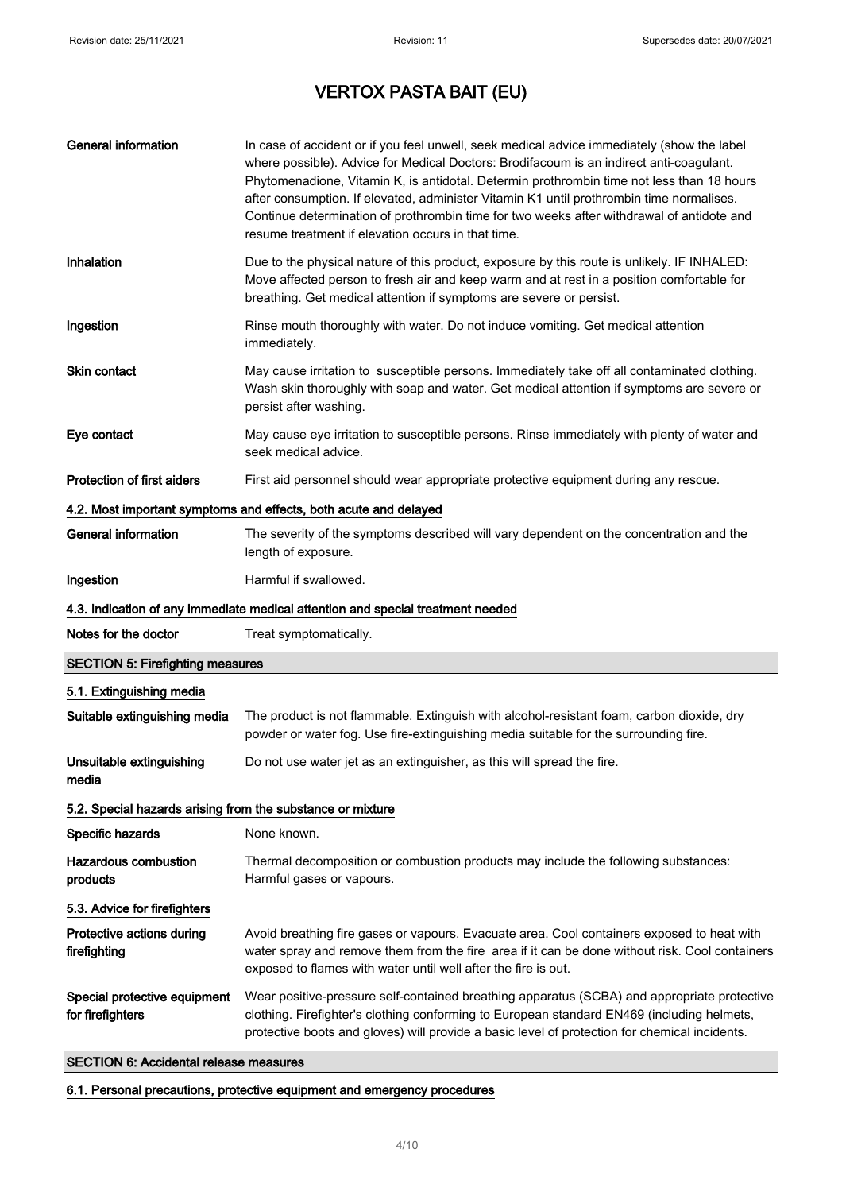# VERTOX PASTA BAIT (EU)

| | |
|---|---|
| **General information** | In case of accident or if you feel unwell, seek medical advice immediately (show the label where possible). Advice for Medical Doctors: Brodifacoum is an indirect anti-coagulant. Phytomenadione, Vitamin K, is antidotal. Determin prothrombin time not less than 18 hours after consumption. If elevated, administer Vitamin K1 until prothrombin time normalises. Continue determination of prothrombin time for two weeks after withdrawal of antidote and resume treatment if elevation occurs in that time. |
| **Inhalation** | Due to the physical nature of this product, exposure by this route is unlikely. IF INHALED: Move affected person to fresh air and keep warm and at rest in a position comfortable for breathing. Get medical attention if symptoms are severe or persist. |
| **Ingestion** | Rinse mouth thoroughly with water. Do not induce vomiting. Get medical attention immediately. |
| **Skin contact** | May cause irritation to susceptible persons. Immediately take off all contaminated clothing. Wash skin thoroughly with soap and water. Get medical attention if symptoms are severe or persist after washing. |
| **Eye contact** | May cause eye irritation to susceptible persons. Rinse immediately with plenty of water and seek medical advice. |
| **Protection of first aiders** | First aid personnel should wear appropriate protective equipment during any rescue. |

### 4.2. Most important symptoms and effects, both acute and delayed

| | |
|---|---|
| **General information** | The severity of the symptoms described will vary dependent on the concentration and the length of exposure. |
| **Ingestion** | Harmful if swallowed. |

### 4.3. Indication of any immediate medical attention and special treatment needed

| | |
|---|---|
| **Notes for the doctor** | Treat symptomatically. |

## SECTION 5: Firefighting measures

### 5.1. Extinguishing media

| | |
|---|---|
| **Suitable extinguishing media** | The product is not flammable. Extinguish with alcohol-resistant foam, carbon dioxide, dry powder or water fog. Use fire-extinguishing media suitable for the surrounding fire. |
| **Unsuitable extinguishing media** | Do not use water jet as an extinguisher, as this will spread the fire. |

### 5.2. Special hazards arising from the substance or mixture

| | |
|---|---|
| **Specific hazards** | None known. |
| **Hazardous combustion products** | Thermal decomposition or combustion products may include the following substances: Harmful gases or vapours. |

### 5.3. Advice for firefighters

| | |
|---|---|
| **Protective actions during firefighting** | Avoid breathing fire gases or vapours. Evacuate area. Cool containers exposed to heat with water spray and remove them from the fire area if it can be done without risk. Cool containers exposed to flames with water until well after the fire is out. |
| **Special protective equipment for firefighters** | Wear positive-pressure self-contained breathing apparatus (SCBA) and appropriate protective clothing. Firefighter's clothing conforming to European standard EN469 (including helmets, protective boots and gloves) will provide a basic level of protection for chemical incidents. |

## SECTION 6: Accidental release measures

### 6.1. Personal precautions, protective equipment and emergency procedures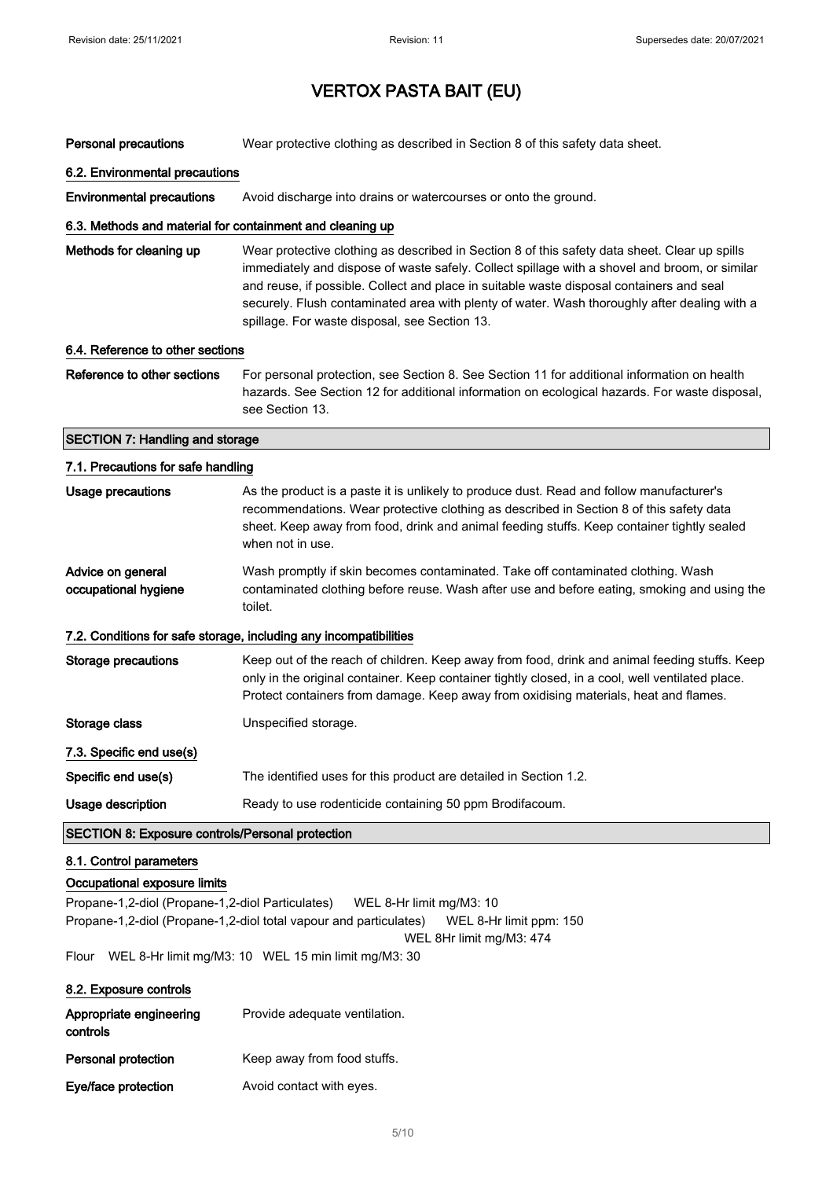| | |
|---|---|
| **Personal precautions** | Wear protective clothing as described in Section 8 of this safety data sheet. |

#### 6.2. Environmental precautions

| | |
|---|---|
| **Environmental precautions** | Avoid discharge into drains or watercourses or onto the ground. |

#### 6.3. Methods and material for containment and cleaning up

| | |
|---|---|
| **Methods for cleaning up** | Wear protective clothing as described in Section 8 of this safety data sheet. Clear up spills immediately and dispose of waste safely. Collect spillage with a shovel and broom, or similar and reuse, if possible. Collect and place in suitable waste disposal containers and seal securely. Flush contaminated area with plenty of water. Wash thoroughly after dealing with a spillage. For waste disposal, see Section 13. |

#### 6.4. Reference to other sections

| | |
|---|---|
| **Reference to other sections** | For personal protection, see Section 8. See Section 11 for additional information on health hazards. See Section 12 for additional information on ecological hazards. For waste disposal, see Section 13. |

## SECTION 7: Handling and storage

#### 7.1. Precautions for safe handling

| | |
|---|---|
| **Usage precautions** | As the product is a paste it is unlikely to produce dust. Read and follow manufacturer's recommendations. Wear protective clothing as described in Section 8 of this safety data sheet. Keep away from food, drink and animal feeding stuffs. Keep container tightly sealed when not in use. |
| **Advice on general occupational hygiene** | Wash promptly if skin becomes contaminated. Take off contaminated clothing. Wash contaminated clothing before reuse. Wash after use and before eating, smoking and using the toilet. |

#### 7.2. Conditions for safe storage, including any incompatibilities

| | |
|---|---|
| **Storage precautions** | Keep out of the reach of children. Keep away from food, drink and animal feeding stuffs. Keep only in the original container. Keep container tightly closed, in a cool, well ventilated place. Protect containers from damage. Keep away from oxidising materials, heat and flames. |
| **Storage class** | Unspecified storage. |

#### 7.3. Specific end use(s)

| | |
|---|---|
| **Specific end use(s)** | The identified uses for this product are detailed in Section 1.2. |
| **Usage description** | Ready to use rodenticide containing 50 ppm Brodifacoum. |

## SECTION 8: Exposure controls/Personal protection

#### 8.1. Control parameters

#### Occupational exposure limits

Propane-1,2-diol (Propane-1,2-diol Particulates) WEL 8-Hr limit mg/M3: 10

Propane-1,2-diol (Propane-1,2-diol total vapour and particulates) WEL 8-Hr limit ppm: 150
WEL 8Hr limit mg/M3: 474

Flour WEL 8-Hr limit mg/M3: 10 WEL 15 min limit mg/M3: 30

#### 8.2. Exposure controls

| | |
|---|---|
| **Appropriate engineering controls** | Provide adequate ventilation. |
| **Personal protection** | Keep away from food stuffs. |
| **Eye/face protection** | Avoid contact with eyes. |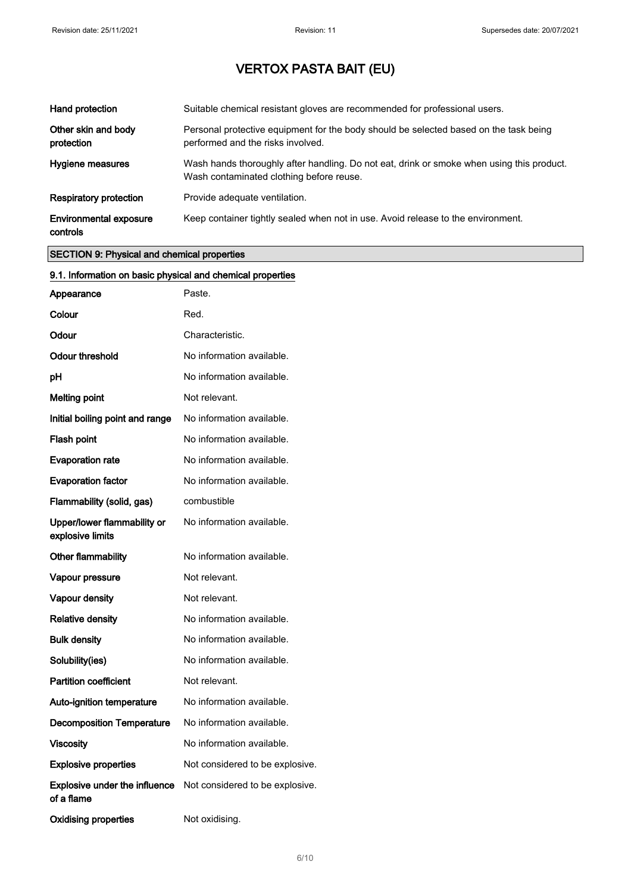| | |
|---|---|
| **Hand protection** | Suitable chemical resistant gloves are recommended for professional users. |
| **Other skin and body protection** | Personal protective equipment for the body should be selected based on the task being performed and the risks involved. |
| **Hygiene measures** | Wash hands thoroughly after handling. Do not eat, drink or smoke when using this product. Wash contaminated clothing before reuse. |
| **Respiratory protection** | Provide adequate ventilation. |
| **Environmental exposure controls** | Keep container tightly sealed when not in use. Avoid release to the environment. |

## SECTION 9: Physical and chemical properties

### 9.1. Information on basic physical and chemical properties

| | |
|---|---|
| **Appearance** | Paste. |
| **Colour** | Red. |
| **Odour** | Characteristic. |
| **Odour threshold** | No information available. |
| **pH** | No information available. |
| **Melting point** | Not relevant. |
| **Initial boiling point and range** | No information available. |
| **Flash point** | No information available. |
| **Evaporation rate** | No information available. |
| **Evaporation factor** | No information available. |
| **Flammability (solid, gas)** | combustible |
| **Upper/lower flammability or explosive limits** | No information available. |
| **Other flammability** | No information available. |
| **Vapour pressure** | Not relevant. |
| **Vapour density** | Not relevant. |
| **Relative density** | No information available. |
| **Bulk density** | No information available. |
| **Solubility(ies)** | No information available. |
| **Partition coefficient** | Not relevant. |
| **Auto-ignition temperature** | No information available. |
| **Decomposition Temperature** | No information available. |
| **Viscosity** | No information available. |
| **Explosive properties** | Not considered to be explosive. |
| **Explosive under the influence of a flame** | Not considered to be explosive. |
| **Oxidising properties** | Not oxidising. |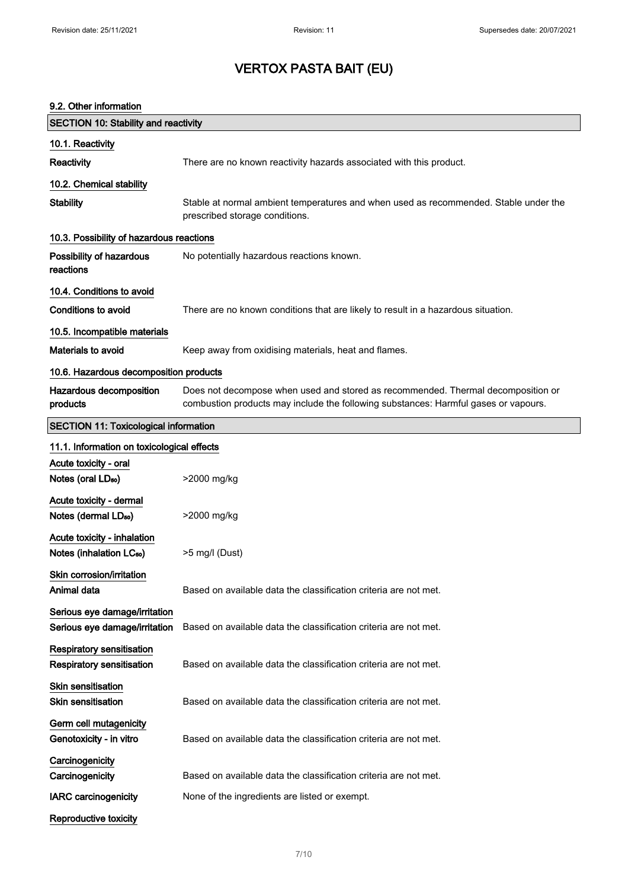# VERTOX PASTA BAIT (EU)

### 9.2. Other information

## SECTION 10: Stability and reactivity

### 10.1. Reactivity

**Reactivity** There are no known reactivity hazards associated with this product.

### 10.2. Chemical stability

**Stability** Stable at normal ambient temperatures and when used as recommended. Stable under the prescribed storage conditions.

### 10.3. Possibility of hazardous reactions

**Possibility of hazardous reactions** No potentially hazardous reactions known.

### 10.4. Conditions to avoid

**Conditions to avoid** There are no known conditions that are likely to result in a hazardous situation.

### 10.5. Incompatible materials

**Materials to avoid** Keep away from oxidising materials, heat and flames.

### 10.6. Hazardous decomposition products

**Hazardous decomposition products** Does not decompose when used and stored as recommended. Thermal decomposition or combustion products may include the following substances: Harmful gases or vapours.

## SECTION 11: Toxicological information

### 11.1. Information on toxicological effects

**Acute toxicity - oral**

**Notes (oral $LD_{50}$)** >2000 mg/kg

**Acute toxicity - dermal**

**Notes (dermal $LD_{50}$)** >2000 mg/kg

**Acute toxicity - inhalation**

**Notes (inhalation $LC_{50}$)** >5 mg/l (Dust)

**Skin corrosion/irritation**

**Animal data** Based on available data the classification criteria are not met.

**Serious eye damage/irritation**

**Serious eye damage/irritation** Based on available data the classification criteria are not met.

**Respiratory sensitisation**

**Respiratory sensitisation** Based on available data the classification criteria are not met.

**Skin sensitisation**

**Skin sensitisation** Based on available data the classification criteria are not met.

**Germ cell mutagenicity**

**Genotoxicity - in vitro** Based on available data the classification criteria are not met.

**Carcinogenicity**

**Carcinogenicity** Based on available data the classification criteria are not met.

**IARC carcinogenicity** None of the ingredients are listed or exempt.

**Reproductive toxicity**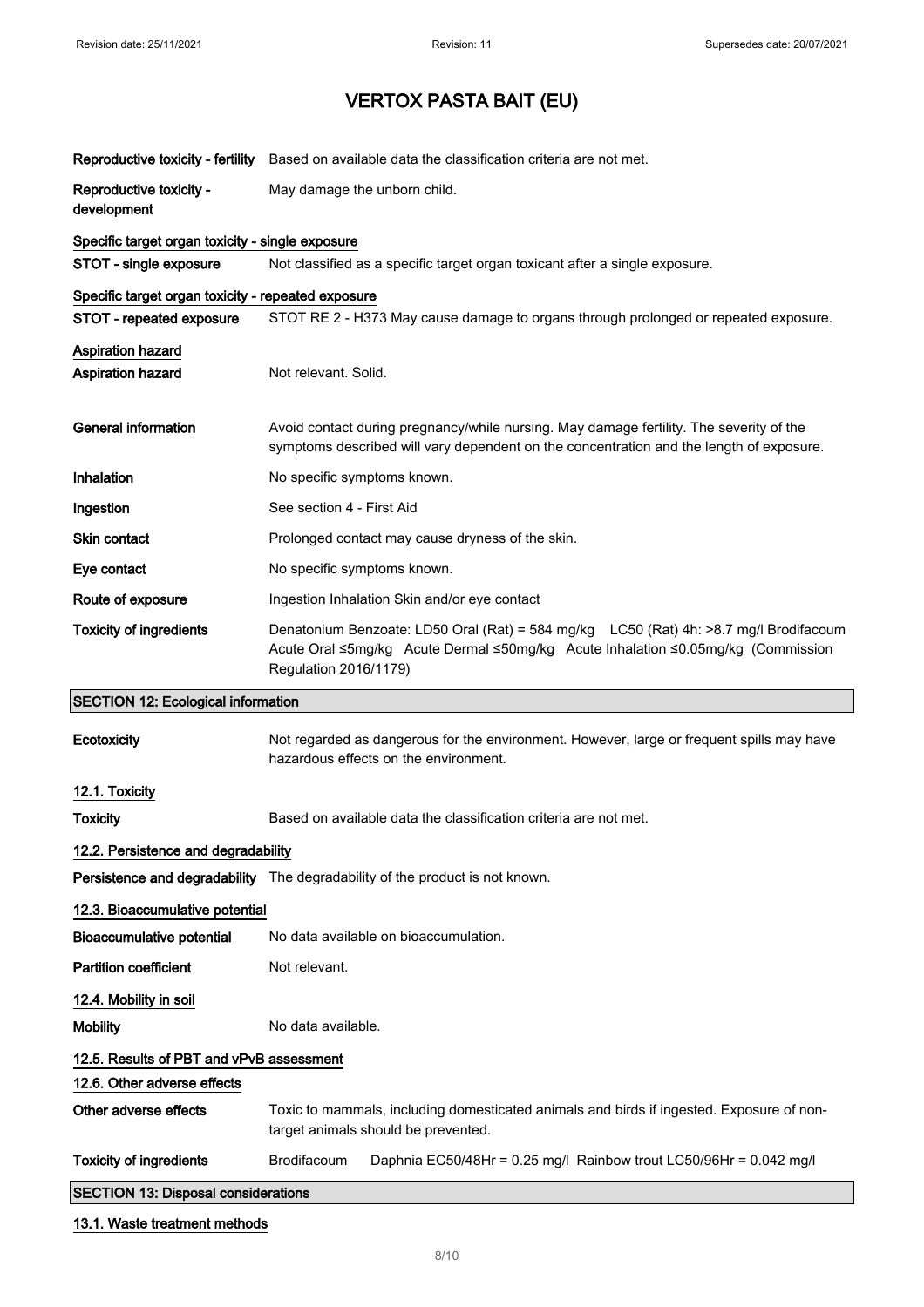# VERTOX PASTA BAIT (EU)

| | |
|---|---|
| **Reproductive toxicity - fertility** | Based on available data the classification criteria are not met. |
| **Reproductive toxicity - development** | May damage the unborn child. |

**Specific target organ toxicity - single exposure**

| | |
|---|---|
| **STOT - single exposure** | Not classified as a specific target organ toxicant after a single exposure. |

**Specific target organ toxicity - repeated exposure**

| | |
|---|---|
| **STOT - repeated exposure** | STOT RE 2 - H373 May cause damage to organs through prolonged or repeated exposure. |

**Aspiration hazard**

| | |
|---|---|
| **Aspiration hazard** | Not relevant. Solid. |
| **General information** | Avoid contact during pregnancy/while nursing. May damage fertility. The severity of the symptoms described will vary dependent on the concentration and the length of exposure. |
| **Inhalation** | No specific symptoms known. |
| **Ingestion** | See section 4 - First Aid |
| **Skin contact** | Prolonged contact may cause dryness of the skin. |
| **Eye contact** | No specific symptoms known. |
| **Route of exposure** | Ingestion Inhalation Skin and/or eye contact |
| **Toxicity of ingredients** | Denatonium Benzoate: LD50 Oral (Rat) = 584 mg/kg LC50 (Rat) 4h: >8.7 mg/l Brodifacoum Acute Oral ≤5mg/kg Acute Dermal ≤50mg/kg Acute Inhalation ≤0.05mg/kg (Commission Regulation 2016/1179) |

## SECTION 12: Ecological information

| | |
|---|---|
| **Ecotoxicity** | Not regarded as dangerous for the environment. However, large or frequent spills may have hazardous effects on the environment. |

**12.1. Toxicity**

| | |
|---|---|
| **Toxicity** | Based on available data the classification criteria are not met. |

**12.2. Persistence and degradability**

| | |
|---|---|
| **Persistence and degradability** | The degradability of the product is not known. |

**12.3. Bioaccumulative potential**

| | |
|---|---|
| **Bioaccumulative potential** | No data available on bioaccumulation. |
| **Partition coefficient** | Not relevant. |

**12.4. Mobility in soil**

| | |
|---|---|
| **Mobility** | No data available. |

**12.5. Results of PBT and vPvB assessment**

**12.6. Other adverse effects**

| | |
|---|---|
| **Other adverse effects** | Toxic to mammals, including domesticated animals and birds if ingested. Exposure of non-target animals should be prevented. |
| **Toxicity of ingredients** | Brodifacoum Daphnia EC50/48Hr = 0.25 mg/l Rainbow trout LC50/96Hr = 0.042 mg/l |

## SECTION 13: Disposal considerations

**13.1. Waste treatment methods**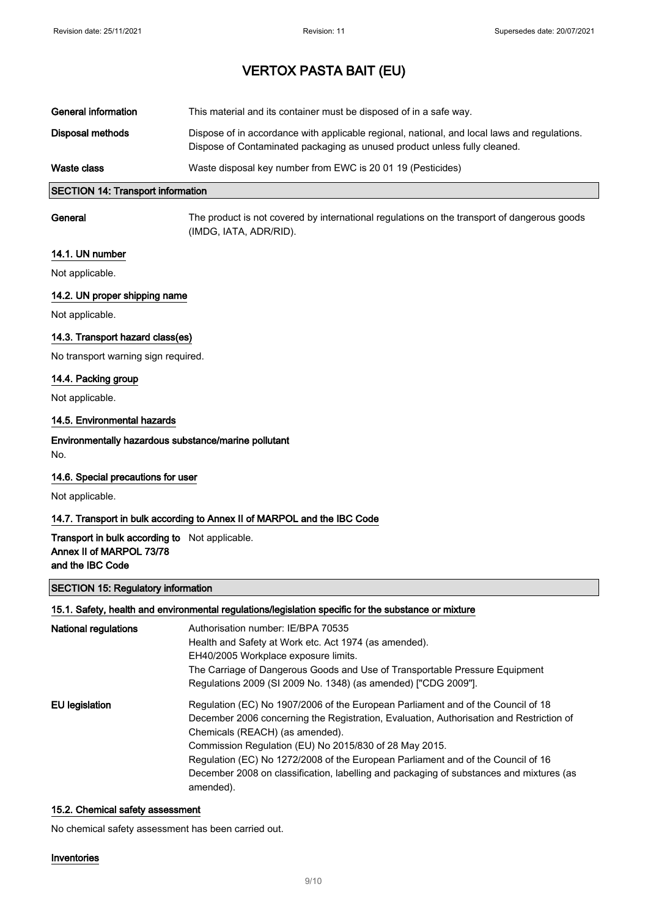| | |
|---|---|
| **General information** | This material and its container must be disposed of in a safe way. |
| **Disposal methods** | Dispose of in accordance with applicable regional, national, and local laws and regulations. Dispose of Contaminated packaging as unused product unless fully cleaned. |
| **Waste class** | Waste disposal key number from EWC is 20 01 19 (Pesticides) |

## SECTION 14: Transport information

**General** The product is not covered by international regulations on the transport of dangerous goods (IMDG, IATA, ADR/RID).

### 14.1. UN number

Not applicable.

### 14.2. UN proper shipping name

Not applicable.

### 14.3. Transport hazard class(es)

No transport warning sign required.

### 14.4. Packing group

Not applicable.

### 14.5. Environmental hazards

**Environmentally hazardous substance/marine pollutant**

No.

### 14.6. Special precautions for user

Not applicable.

### 14.7. Transport in bulk according to Annex II of MARPOL and the IBC Code

**Transport in bulk according to Annex II of MARPOL 73/78 and the IBC Code** Not applicable.

## SECTION 15: Regulatory information

### 15.1. Safety, health and environmental regulations/legislation specific for the substance or mixture

| | |
|---|---|
| **National regulations** | Authorisation number: IE/BPA 70535<br>Health and Safety at Work etc. Act 1974 (as amended).<br>EH40/2005 Workplace exposure limits.<br>The Carriage of Dangerous Goods and Use of Transportable Pressure Equipment Regulations 2009 (SI 2009 No. 1348) (as amended) ["CDG 2009"]. |
| **EU legislation** | Regulation (EC) No 1907/2006 of the European Parliament and of the Council of 18 December 2006 concerning the Registration, Evaluation, Authorisation and Restriction of Chemicals (REACH) (as amended).<br>Commission Regulation (EU) No 2015/830 of 28 May 2015.<br>Regulation (EC) No 1272/2008 of the European Parliament and of the Council of 16 December 2008 on classification, labelling and packaging of substances and mixtures (as amended). |

### 15.2. Chemical safety assessment

No chemical safety assessment has been carried out.

### Inventories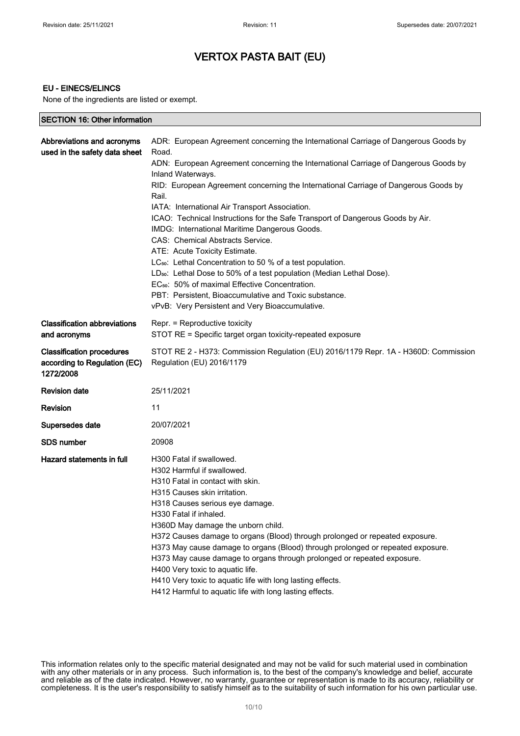# VERTOX PASTA BAIT (EU)

**EU - EINECS/ELINCS**

None of the ingredients are listed or exempt.

## SECTION 16: Other information

| | |
|---|---|
| **Abbreviations and acronyms used in the safety data sheet** | ADR: European Agreement concerning the International Carriage of Dangerous Goods by Road.<br>ADN: European Agreement concerning the International Carriage of Dangerous Goods by Inland Waterways.<br>RID: European Agreement concerning the International Carriage of Dangerous Goods by Rail.<br>IATA: International Air Transport Association.<br>ICAO: Technical Instructions for the Safe Transport of Dangerous Goods by Air.<br>IMDG: International Maritime Dangerous Goods.<br>CAS: Chemical Abstracts Service.<br>ATE: Acute Toxicity Estimate.<br>$LC_{50}$: Lethal Concentration to 50 % of a test population.<br>$LD_{50}$: Lethal Dose to 50% of a test population (Median Lethal Dose).<br>$EC_{50}$: 50% of maximal Effective Concentration.<br>PBT: Persistent, Bioaccumulative and Toxic substance.<br>vPvB: Very Persistent and Very Bioaccumulative. |
| **Classification abbreviations and acronyms** | Repr. = Reproductive toxicity<br>STOT RE = Specific target organ toxicity-repeated exposure |
| **Classification procedures according to Regulation (EC) 1272/2008** | STOT RE 2 - H373: Commission Regulation (EU) 2016/1179 Repr. 1A - H360D: Commission Regulation (EU) 2016/1179 |
| **Revision date** | 25/11/2021 |
| **Revision** | 11 |
| **Supersedes date** | 20/07/2021 |
| **SDS number** | 20908 |
| **Hazard statements in full** | H300 Fatal if swallowed.<br>H302 Harmful if swallowed.<br>H310 Fatal in contact with skin.<br>H315 Causes skin irritation.<br>H318 Causes serious eye damage.<br>H330 Fatal if inhaled.<br>H360D May damage the unborn child.<br>H372 Causes damage to organs (Blood) through prolonged or repeated exposure.<br>H373 May cause damage to organs (Blood) through prolonged or repeated exposure.<br>H373 May cause damage to organs through prolonged or repeated exposure.<br>H400 Very toxic to aquatic life.<br>H410 Very toxic to aquatic life with long lasting effects.<br>H412 Harmful to aquatic life with long lasting effects. |

This information relates only to the specific material designated and may not be valid for such material used in combination with any other materials or in any process. Such information is, to the best of the company's knowledge and belief, accurate and reliable as of the date indicated. However, no warranty, guarantee or representation is made to its accuracy, reliability or completeness. It is the user's responsibility to satisfy himself as to the suitability of such information for his own particular use.